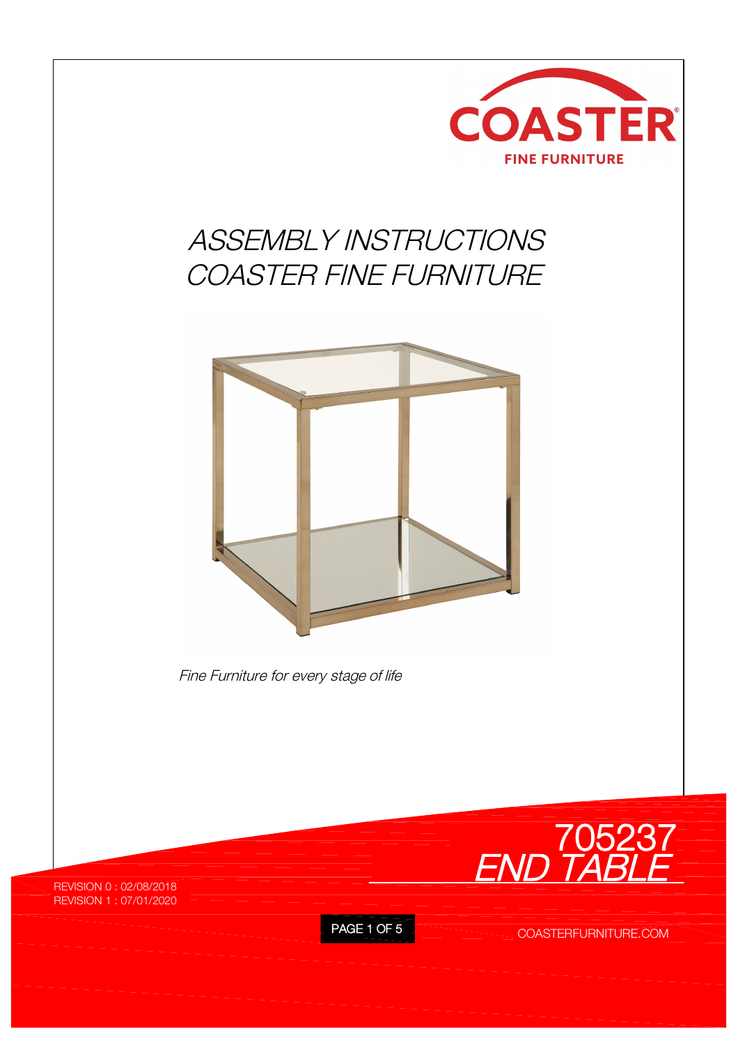COASTER
FINE FURNITURE

# ASSEMBLY INSTRUCTIONS
# COASTER FINE FURNITURE

*Fine Furniture for every stage of life*

## 705237
## END TABLE

REVISION 0 : 02/08/2018
REVISION 1 : 07/01/2020

COASTERFURNITURE.COM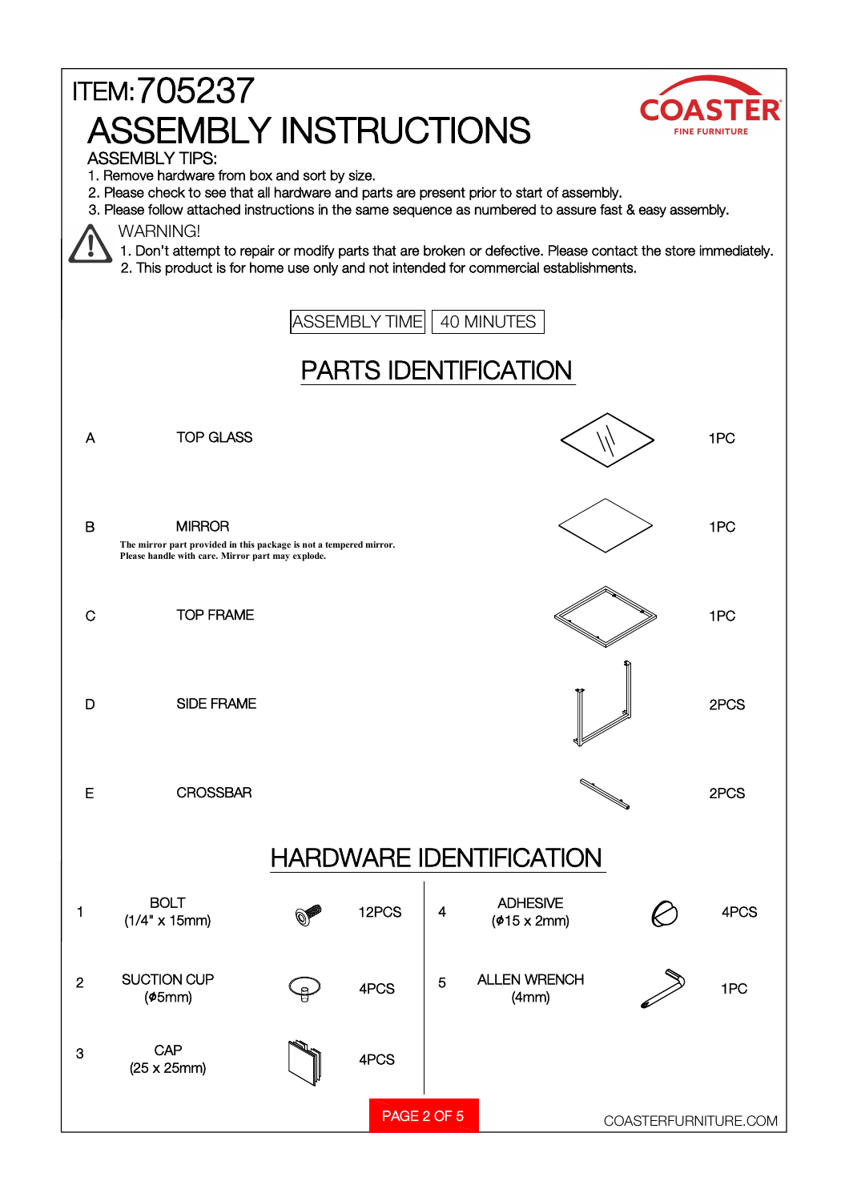ITEM: 705237

# ASSEMBLY INSTRUCTIONS

COASTER FINE FURNITURE

ASSEMBLY TIPS:

1. Remove hardware from box and sort by size.
2. Please check to see that all hardware and parts are present prior to start of assembly.
3. Please follow attached instructions in the same sequence as numbered to assure fast & easy assembly.

WARNING!

1. Don't attempt to repair or modify parts that are broken or defective. Please contact the store immediately.
2. This product is for home use only and not intended for commercial establishments.

| ASSEMBLY TIME | 40 MINUTES |
|---|---|

## PARTS IDENTIFICATION

| | Part | Qty |
|---|---|---|
| A | TOP GLASS | 1PC |
| B | MIRROR<br>**The mirror part provided in this package is not a tempered mirror. Please handle with care. Mirror part may explode.** | 1PC |
| C | TOP FRAME | 1PC |
| D | SIDE FRAME | 2PCS |
| E | CROSSBAR | 2PCS |

## HARDWARE IDENTIFICATION

| | Hardware | Qty |
|---|---|---|
| 1 | BOLT (1/4" x 15mm) | 12PCS |
| 2 | SUCTION CUP (ϕ5mm) | 4PCS |
| 3 | CAP (25 x 25mm) | 4PCS |
| 4 | ADHESIVE (ϕ15 x 2mm) | 4PCS |
| 5 | ALLEN WRENCH (4mm) | 1PC |

COASTERFURNITURE.COM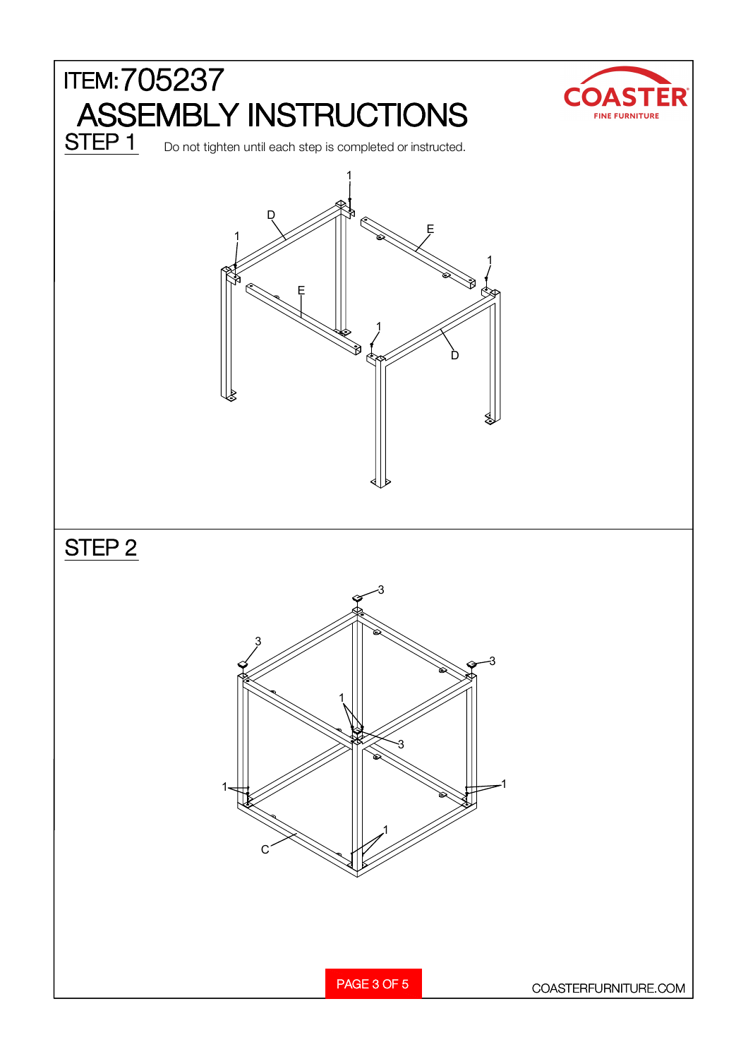ITEM: 705237

# ASSEMBLY INSTRUCTIONS

## STEP 1

Do not tighten until each step is completed or instructed.

1 D 1 E 1 E 1 D

## STEP 2

3 3 3 1 3 1 1 C 1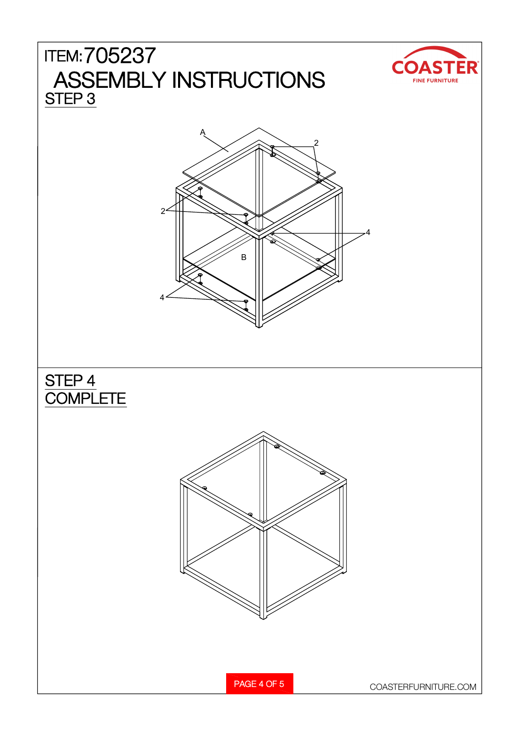# ITEM: 705237

# ASSEMBLY INSTRUCTIONS

## STEP 3

A

2

2

4

B

4

## STEP 4

## COMPLETE

COASTERFURNITURE.COM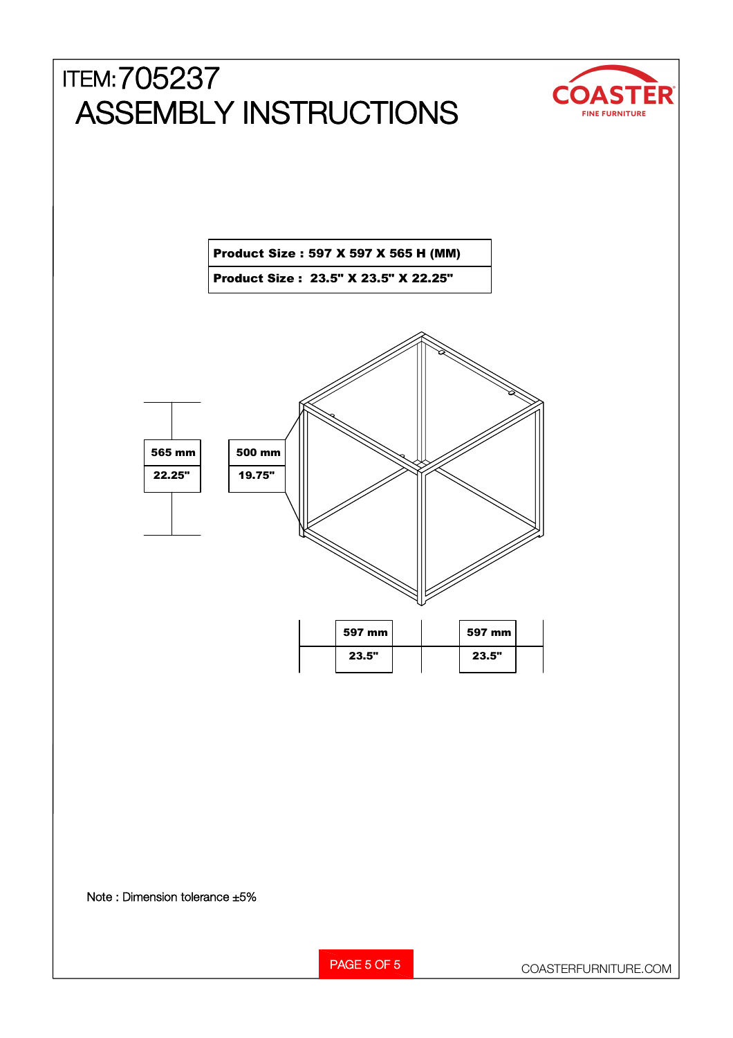# ITEM: 705237
# ASSEMBLY INSTRUCTIONS

| | |
|---|---|
| **Product Size : 597 X 597 X 565 H (MM)** | |
| **Product Size : 23.5" X 23.5" X 22.25"** | |

565 mm
22.25"

500 mm
19.75"

597 mm
23.5"

597 mm
23.5"

Note : Dimension tolerance ±5%

COASTERFURNITURE.COM